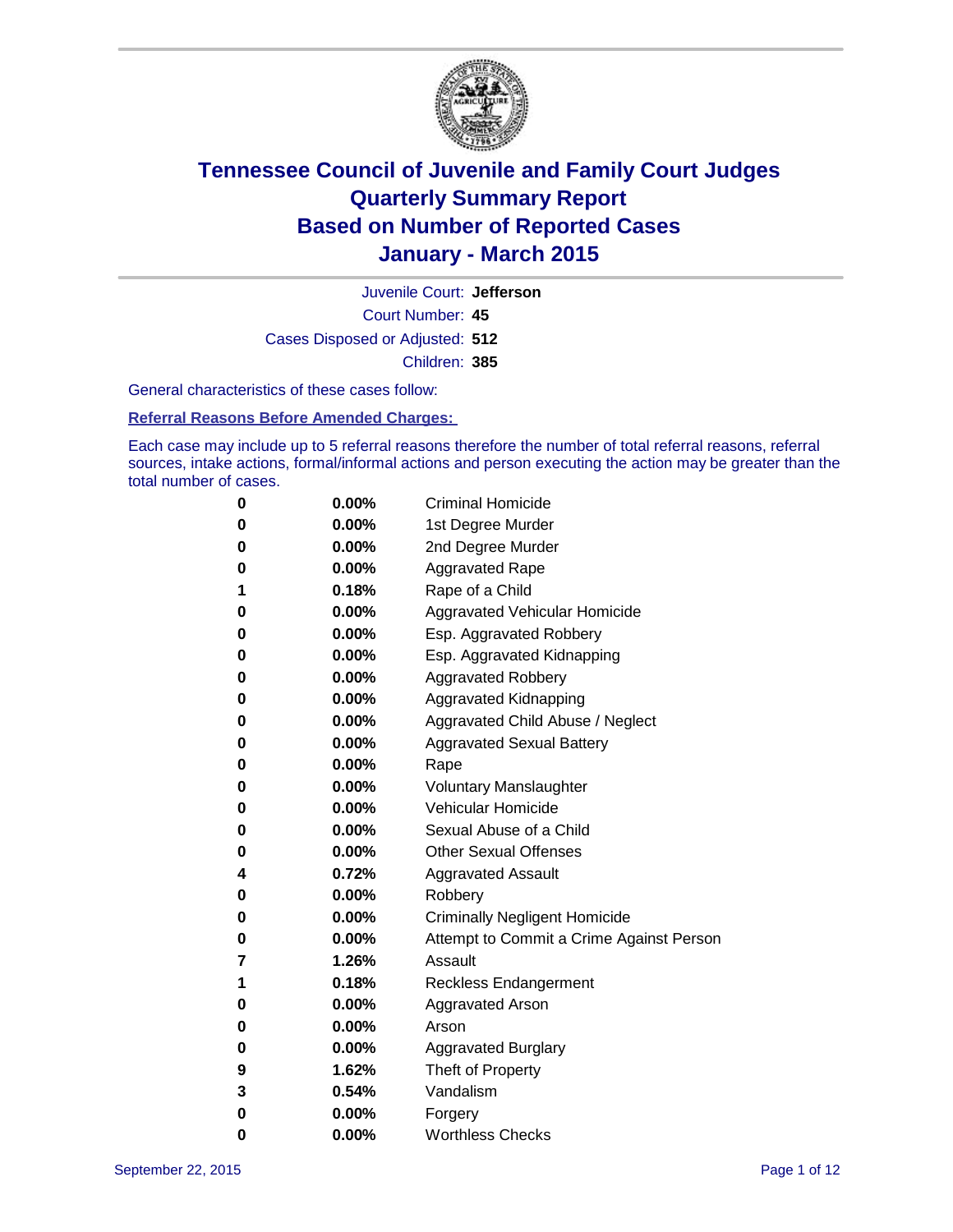# Tennessee Council of Juvenile and Family Court Judges
## Quarterly Summary Report
## Based on Number of Reported Cases
## January - March 2015

Juvenile Court: **Jefferson**

Court Number: **45**

Cases Disposed or Adjusted: **512**

Children: **385**

General characteristics of these cases follow:

**Referral Reasons Before Amended Charges:**

Each case may include up to 5 referral reasons therefore the number of total referral reasons, referral sources, intake actions, formal/informal actions and person executing the action may be greater than the total number of cases.

| Count | Percent | Referral Reason |
|---|---|---|
| 0 | 0.00% | Criminal Homicide |
| 0 | 0.00% | 1st Degree Murder |
| 0 | 0.00% | 2nd Degree Murder |
| 0 | 0.00% | Aggravated Rape |
| 1 | 0.18% | Rape of a Child |
| 0 | 0.00% | Aggravated Vehicular Homicide |
| 0 | 0.00% | Esp. Aggravated Robbery |
| 0 | 0.00% | Esp. Aggravated Kidnapping |
| 0 | 0.00% | Aggravated Robbery |
| 0 | 0.00% | Aggravated Kidnapping |
| 0 | 0.00% | Aggravated Child Abuse / Neglect |
| 0 | 0.00% | Aggravated Sexual Battery |
| 0 | 0.00% | Rape |
| 0 | 0.00% | Voluntary Manslaughter |
| 0 | 0.00% | Vehicular Homicide |
| 0 | 0.00% | Sexual Abuse of a Child |
| 0 | 0.00% | Other Sexual Offenses |
| 4 | 0.72% | Aggravated Assault |
| 0 | 0.00% | Robbery |
| 0 | 0.00% | Criminally Negligent Homicide |
| 0 | 0.00% | Attempt to Commit a Crime Against Person |
| 7 | 1.26% | Assault |
| 1 | 0.18% | Reckless Endangerment |
| 0 | 0.00% | Aggravated Arson |
| 0 | 0.00% | Arson |
| 0 | 0.00% | Aggravated Burglary |
| 9 | 1.62% | Theft of Property |
| 3 | 0.54% | Vandalism |
| 0 | 0.00% | Forgery |
| 0 | 0.00% | Worthless Checks |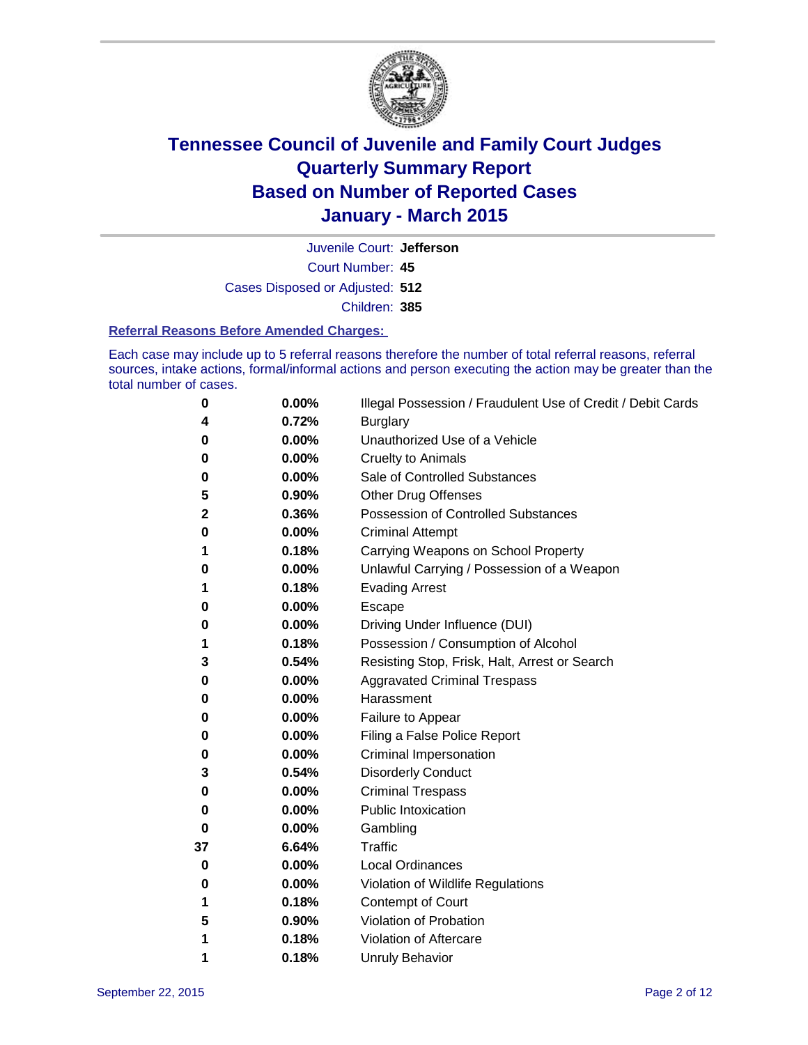# Tennessee Council of Juvenile and Family Court Judges
# Quarterly Summary Report
# Based on Number of Reported Cases
# January - March 2015

Juvenile Court: **Jefferson**
Court Number: **45**
Cases Disposed or Adjusted: **512**
Children: **385**

### Referral Reasons Before Amended Charges:

Each case may include up to 5 referral reasons therefore the number of total referral reasons, referral sources, intake actions, formal/informal actions and person executing the action may be greater than the total number of cases.

| Count | Percent | Referral Reason |
|---|---|---|
| 0 | 0.00% | Illegal Possession / Fraudulent Use of Credit / Debit Cards |
| 4 | 0.72% | Burglary |
| 0 | 0.00% | Unauthorized Use of a Vehicle |
| 0 | 0.00% | Cruelty to Animals |
| 0 | 0.00% | Sale of Controlled Substances |
| 5 | 0.90% | Other Drug Offenses |
| 2 | 0.36% | Possession of Controlled Substances |
| 0 | 0.00% | Criminal Attempt |
| 1 | 0.18% | Carrying Weapons on School Property |
| 0 | 0.00% | Unlawful Carrying / Possession of a Weapon |
| 1 | 0.18% | Evading Arrest |
| 0 | 0.00% | Escape |
| 0 | 0.00% | Driving Under Influence (DUI) |
| 1 | 0.18% | Possession / Consumption of Alcohol |
| 3 | 0.54% | Resisting Stop, Frisk, Halt, Arrest or Search |
| 0 | 0.00% | Aggravated Criminal Trespass |
| 0 | 0.00% | Harassment |
| 0 | 0.00% | Failure to Appear |
| 0 | 0.00% | Filing a False Police Report |
| 0 | 0.00% | Criminal Impersonation |
| 3 | 0.54% | Disorderly Conduct |
| 0 | 0.00% | Criminal Trespass |
| 0 | 0.00% | Public Intoxication |
| 0 | 0.00% | Gambling |
| 37 | 6.64% | Traffic |
| 0 | 0.00% | Local Ordinances |
| 0 | 0.00% | Violation of Wildlife Regulations |
| 1 | 0.18% | Contempt of Court |
| 5 | 0.90% | Violation of Probation |
| 1 | 0.18% | Violation of Aftercare |
| 1 | 0.18% | Unruly Behavior |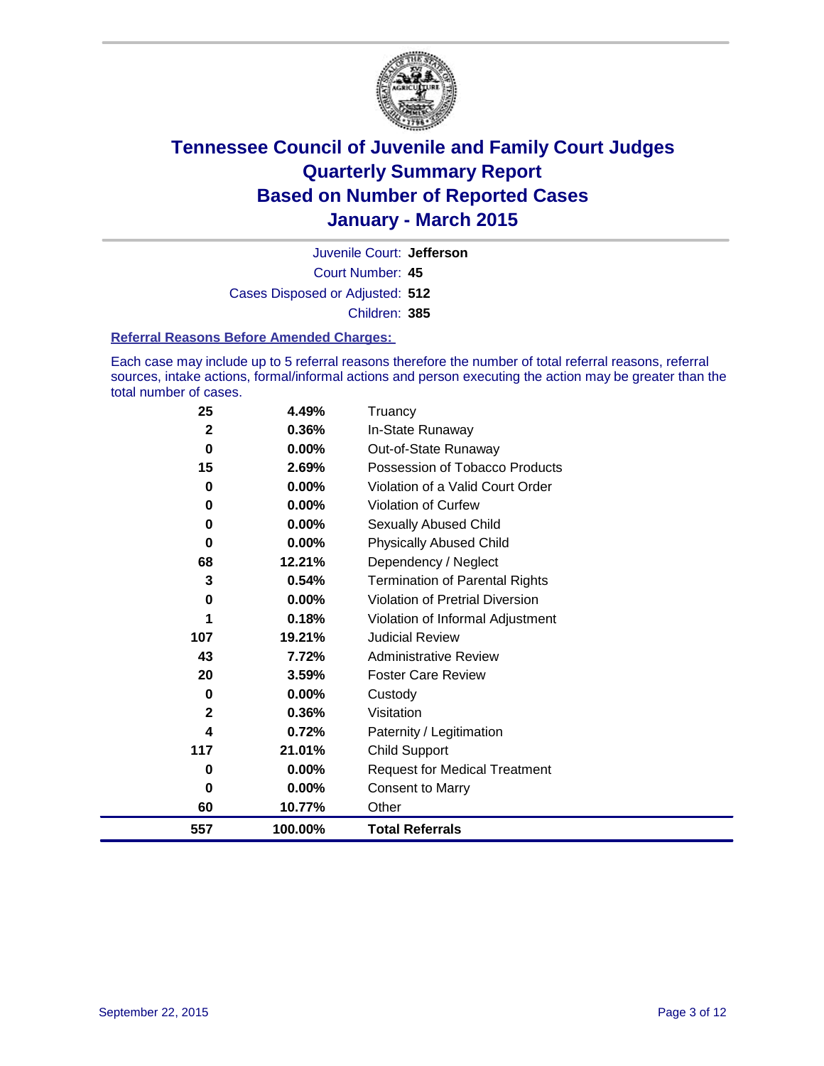# Tennessee Council of Juvenile and Family Court Judges
## Quarterly Summary Report
## Based on Number of Reported Cases
## January - March 2015

Juvenile Court: **Jefferson**

Court Number: **45**

Cases Disposed or Adjusted: **512**

Children: **385**

### Referral Reasons Before Amended Charges:

Each case may include up to 5 referral reasons therefore the number of total referral reasons, referral sources, intake actions, formal/informal actions and person executing the action may be greater than the total number of cases.

| | | |
|---|---|---|
| 25 | 4.49% | Truancy |
| 2 | 0.36% | In-State Runaway |
| 0 | 0.00% | Out-of-State Runaway |
| 15 | 2.69% | Possession of Tobacco Products |
| 0 | 0.00% | Violation of a Valid Court Order |
| 0 | 0.00% | Violation of Curfew |
| 0 | 0.00% | Sexually Abused Child |
| 0 | 0.00% | Physically Abused Child |
| 68 | 12.21% | Dependency / Neglect |
| 3 | 0.54% | Termination of Parental Rights |
| 0 | 0.00% | Violation of Pretrial Diversion |
| 1 | 0.18% | Violation of Informal Adjustment |
| 107 | 19.21% | Judicial Review |
| 43 | 7.72% | Administrative Review |
| 20 | 3.59% | Foster Care Review |
| 0 | 0.00% | Custody |
| 2 | 0.36% | Visitation |
| 4 | 0.72% | Paternity / Legitimation |
| 117 | 21.01% | Child Support |
| 0 | 0.00% | Request for Medical Treatment |
| 0 | 0.00% | Consent to Marry |
| 60 | 10.77% | Other |
| **557** | **100.00%** | **Total Referrals** |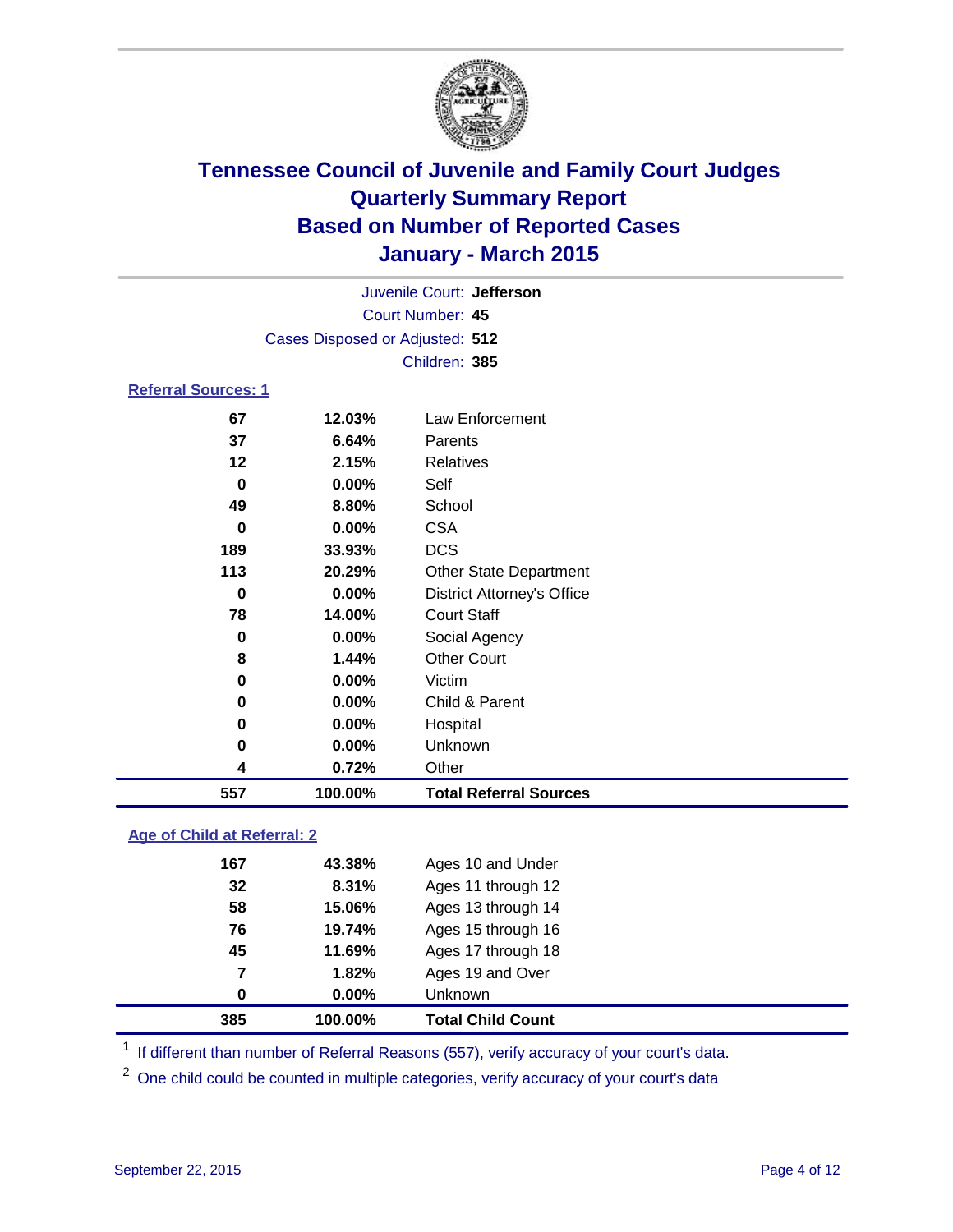# Tennessee Council of Juvenile and Family Court Judges
# Quarterly Summary Report
# Based on Number of Reported Cases
# January - March 2015

Juvenile Court: **Jefferson**

Court Number: **45**

Cases Disposed or Adjusted: **512**

Children: **385**

## Referral Sources: 1

| | | |
|---|---|---|
| 67 | 12.03% | Law Enforcement |
| 37 | 6.64% | Parents |
| 12 | 2.15% | Relatives |
| 0 | 0.00% | Self |
| 49 | 8.80% | School |
| 0 | 0.00% | CSA |
| 189 | 33.93% | DCS |
| 113 | 20.29% | Other State Department |
| 0 | 0.00% | District Attorney's Office |
| 78 | 14.00% | Court Staff |
| 0 | 0.00% | Social Agency |
| 8 | 1.44% | Other Court |
| 0 | 0.00% | Victim |
| 0 | 0.00% | Child & Parent |
| 0 | 0.00% | Hospital |
| 0 | 0.00% | Unknown |
| 4 | 0.72% | Other |
| **557** | **100.00%** | **Total Referral Sources** |

## Age of Child at Referral: 2

| | | |
|---|---|---|
| 167 | 43.38% | Ages 10 and Under |
| 32 | 8.31% | Ages 11 through 12 |
| 58 | 15.06% | Ages 13 through 14 |
| 76 | 19.74% | Ages 15 through 16 |
| 45 | 11.69% | Ages 17 through 18 |
| 7 | 1.82% | Ages 19 and Over |
| 0 | 0.00% | Unknown |
| **385** | **100.00%** | **Total Child Count** |

[1] If different than number of Referral Reasons (557), verify accuracy of your court's data.

[2] One child could be counted in multiple categories, verify accuracy of your court's data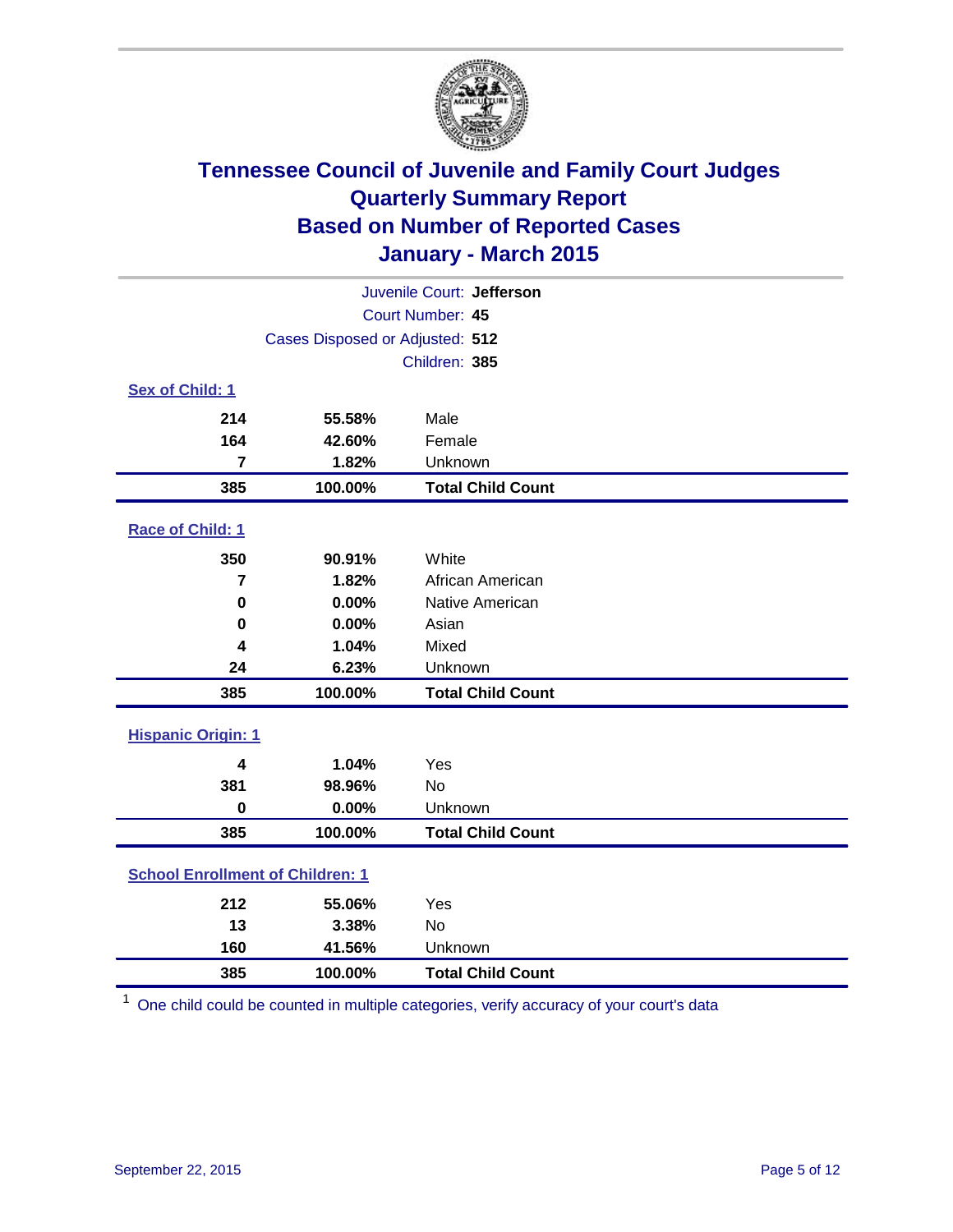# Tennessee Council of Juvenile and Family Court Judges
# Quarterly Summary Report
# Based on Number of Reported Cases
# January - March 2015

Juvenile Court: **Jefferson**

Court Number: **45**

Cases Disposed or Adjusted: **512**

Children: **385**

### Sex of Child: 1

| Count | Percent | Category |
|---|---|---|
| 214 | 55.58% | Male |
| 164 | 42.60% | Female |
| 7 | 1.82% | Unknown |
| **385** | **100.00%** | **Total Child Count** |

### Race of Child: 1

| Count | Percent | Category |
|---|---|---|
| 350 | 90.91% | White |
| 7 | 1.82% | African American |
| 0 | 0.00% | Native American |
| 0 | 0.00% | Asian |
| 4 | 1.04% | Mixed |
| 24 | 6.23% | Unknown |
| **385** | **100.00%** | **Total Child Count** |

### Hispanic Origin: 1

| Count | Percent | Category |
|---|---|---|
| 4 | 1.04% | Yes |
| 381 | 98.96% | No |
| 0 | 0.00% | Unknown |
| **385** | **100.00%** | **Total Child Count** |

### School Enrollment of Children: 1

| Count | Percent | Category |
|---|---|---|
| 212 | 55.06% | Yes |
| 13 | 3.38% | No |
| 160 | 41.56% | Unknown |
| **385** | **100.00%** | **Total Child Count** |

[1] One child could be counted in multiple categories, verify accuracy of your court's data

September 22, 2015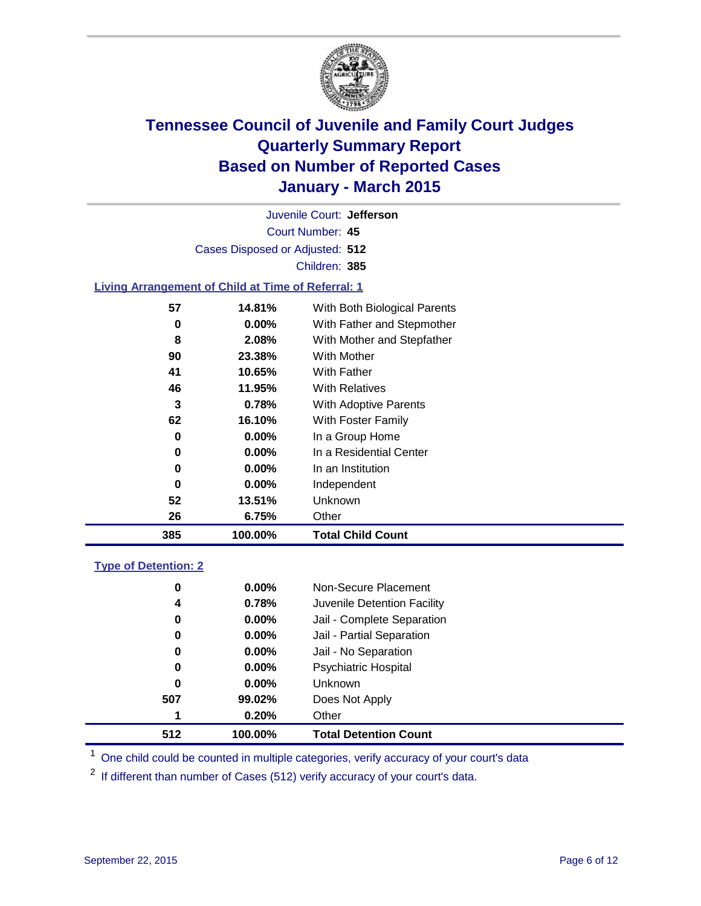# Tennessee Council of Juvenile and Family Court Judges
## Quarterly Summary Report
## Based on Number of Reported Cases
## January - March 2015

Juvenile Court: **Jefferson**

Court Number: **45**

Cases Disposed or Adjusted: **512**

Children: **385**

### Living Arrangement of Child at Time of Referral: 1

| Count | Percent | Category |
|---|---|---|
| 57 | 14.81% | With Both Biological Parents |
| 0 | 0.00% | With Father and Stepmother |
| 8 | 2.08% | With Mother and Stepfather |
| 90 | 23.38% | With Mother |
| 41 | 10.65% | With Father |
| 46 | 11.95% | With Relatives |
| 3 | 0.78% | With Adoptive Parents |
| 62 | 16.10% | With Foster Family |
| 0 | 0.00% | In a Group Home |
| 0 | 0.00% | In a Residential Center |
| 0 | 0.00% | In an Institution |
| 0 | 0.00% | Independent |
| 52 | 13.51% | Unknown |
| 26 | 6.75% | Other |
| **385** | **100.00%** | **Total Child Count** |

### Type of Detention: 2

| Count | Percent | Category |
|---|---|---|
| 0 | 0.00% | Non-Secure Placement |
| 4 | 0.78% | Juvenile Detention Facility |
| 0 | 0.00% | Jail - Complete Separation |
| 0 | 0.00% | Jail - Partial Separation |
| 0 | 0.00% | Jail - No Separation |
| 0 | 0.00% | Psychiatric Hospital |
| 0 | 0.00% | Unknown |
| 507 | 99.02% | Does Not Apply |
| 1 | 0.20% | Other |
| **512** | **100.00%** | **Total Detention Count** |

[1] One child could be counted in multiple categories, verify accuracy of your court's data

[2] If different than number of Cases (512) verify accuracy of your court's data.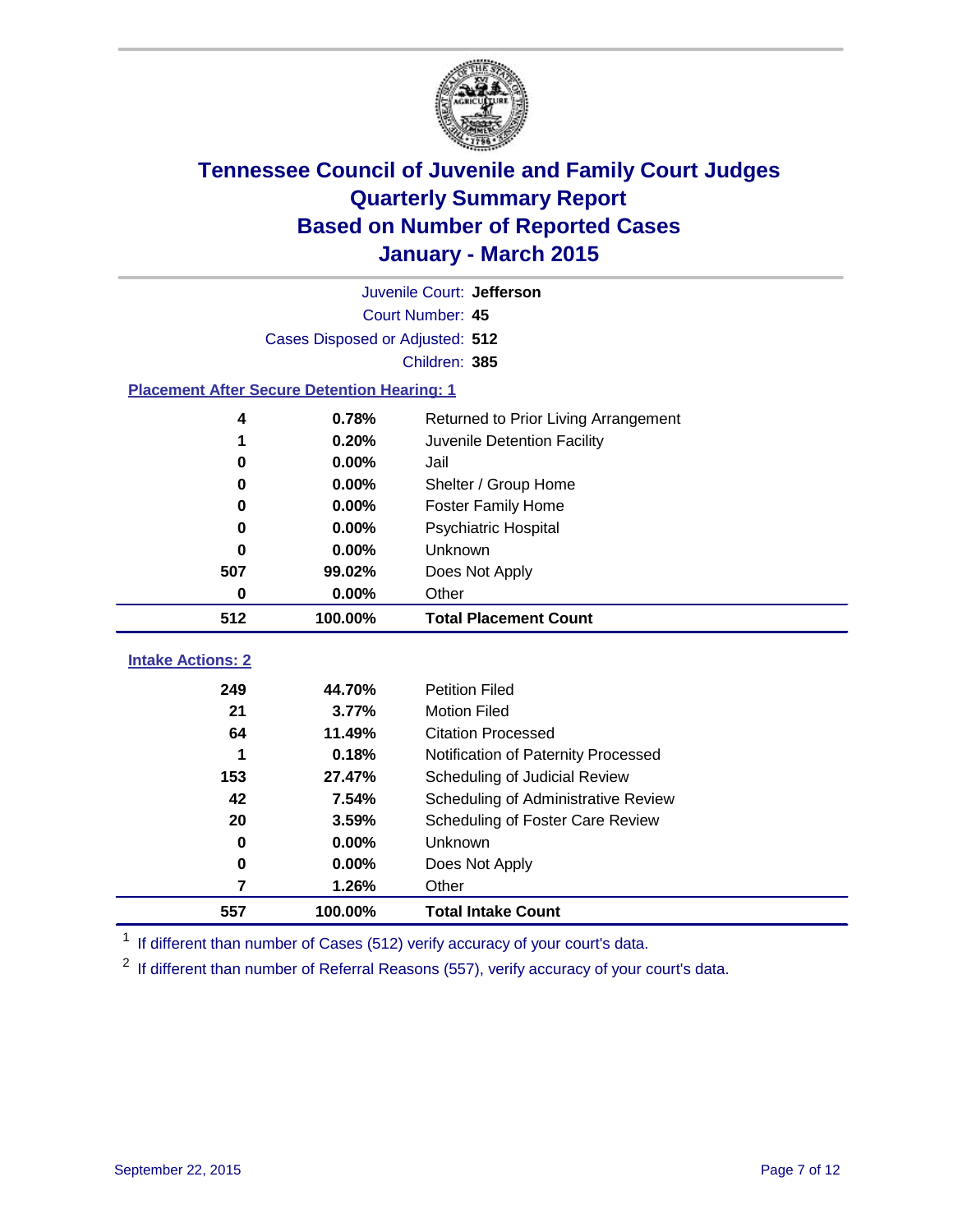# Tennessee Council of Juvenile and Family Court Judges
## Quarterly Summary Report
## Based on Number of Reported Cases
## January - March 2015

Juvenile Court: **Jefferson**

Court Number: **45**

Cases Disposed or Adjusted: **512**

Children: **385**

### Placement After Secure Detention Hearing: 1

| | | |
|---|---|---|
| 4 | 0.78% | Returned to Prior Living Arrangement |
| 1 | 0.20% | Juvenile Detention Facility |
| 0 | 0.00% | Jail |
| 0 | 0.00% | Shelter / Group Home |
| 0 | 0.00% | Foster Family Home |
| 0 | 0.00% | Psychiatric Hospital |
| 0 | 0.00% | Unknown |
| 507 | 99.02% | Does Not Apply |
| 0 | 0.00% | Other |
| **512** | **100.00%** | **Total Placement Count** |

### Intake Actions: 2

| | | |
|---|---|---|
| 249 | 44.70% | Petition Filed |
| 21 | 3.77% | Motion Filed |
| 64 | 11.49% | Citation Processed |
| 1 | 0.18% | Notification of Paternity Processed |
| 153 | 27.47% | Scheduling of Judicial Review |
| 42 | 7.54% | Scheduling of Administrative Review |
| 20 | 3.59% | Scheduling of Foster Care Review |
| 0 | 0.00% | Unknown |
| 0 | 0.00% | Does Not Apply |
| 7 | 1.26% | Other |
| **557** | **100.00%** | **Total Intake Count** |

[1] If different than number of Cases (512) verify accuracy of your court's data.

[2] If different than number of Referral Reasons (557), verify accuracy of your court's data.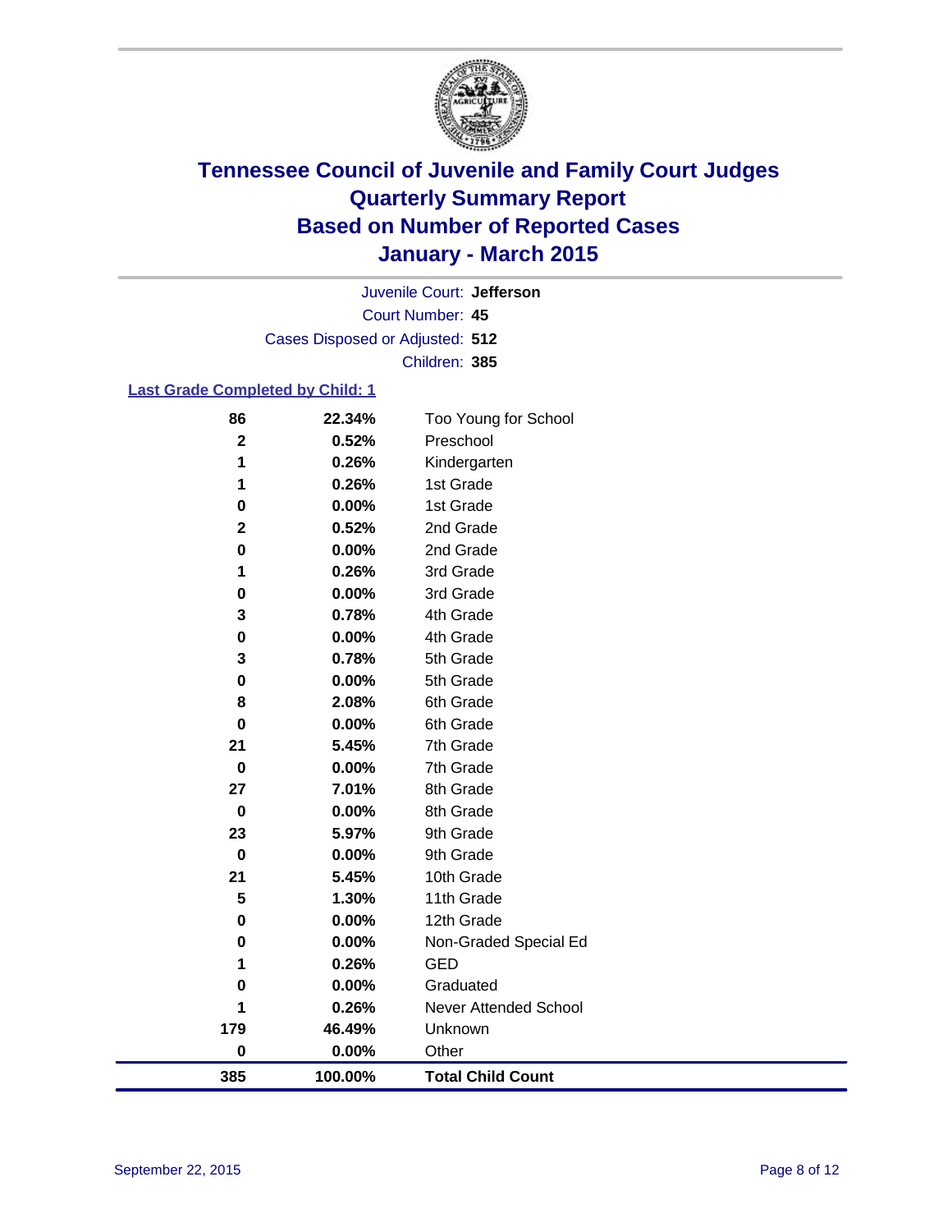# Tennessee Council of Juvenile and Family Court Judges
# Quarterly Summary Report
# Based on Number of Reported Cases
# January - March 2015

Juvenile Court: **Jefferson**

Court Number: **45**

Cases Disposed or Adjusted: **512**

Children: **385**

### Last Grade Completed by Child: 1

| Count | Percent | Grade |
|---|---|---|
| 86 | 22.34% | Too Young for School |
| 2 | 0.52% | Preschool |
| 1 | 0.26% | Kindergarten |
| 1 | 0.26% | 1st Grade |
| 0 | 0.00% | 1st Grade |
| 2 | 0.52% | 2nd Grade |
| 0 | 0.00% | 2nd Grade |
| 1 | 0.26% | 3rd Grade |
| 0 | 0.00% | 3rd Grade |
| 3 | 0.78% | 4th Grade |
| 0 | 0.00% | 4th Grade |
| 3 | 0.78% | 5th Grade |
| 0 | 0.00% | 5th Grade |
| 8 | 2.08% | 6th Grade |
| 0 | 0.00% | 6th Grade |
| 21 | 5.45% | 7th Grade |
| 0 | 0.00% | 7th Grade |
| 27 | 7.01% | 8th Grade |
| 0 | 0.00% | 8th Grade |
| 23 | 5.97% | 9th Grade |
| 0 | 0.00% | 9th Grade |
| 21 | 5.45% | 10th Grade |
| 5 | 1.30% | 11th Grade |
| 0 | 0.00% | 12th Grade |
| 0 | 0.00% | Non-Graded Special Ed |
| 1 | 0.26% | GED |
| 0 | 0.00% | Graduated |
| 1 | 0.26% | Never Attended School |
| 179 | 46.49% | Unknown |
| 0 | 0.00% | Other |
| **385** | **100.00%** | **Total Child Count** |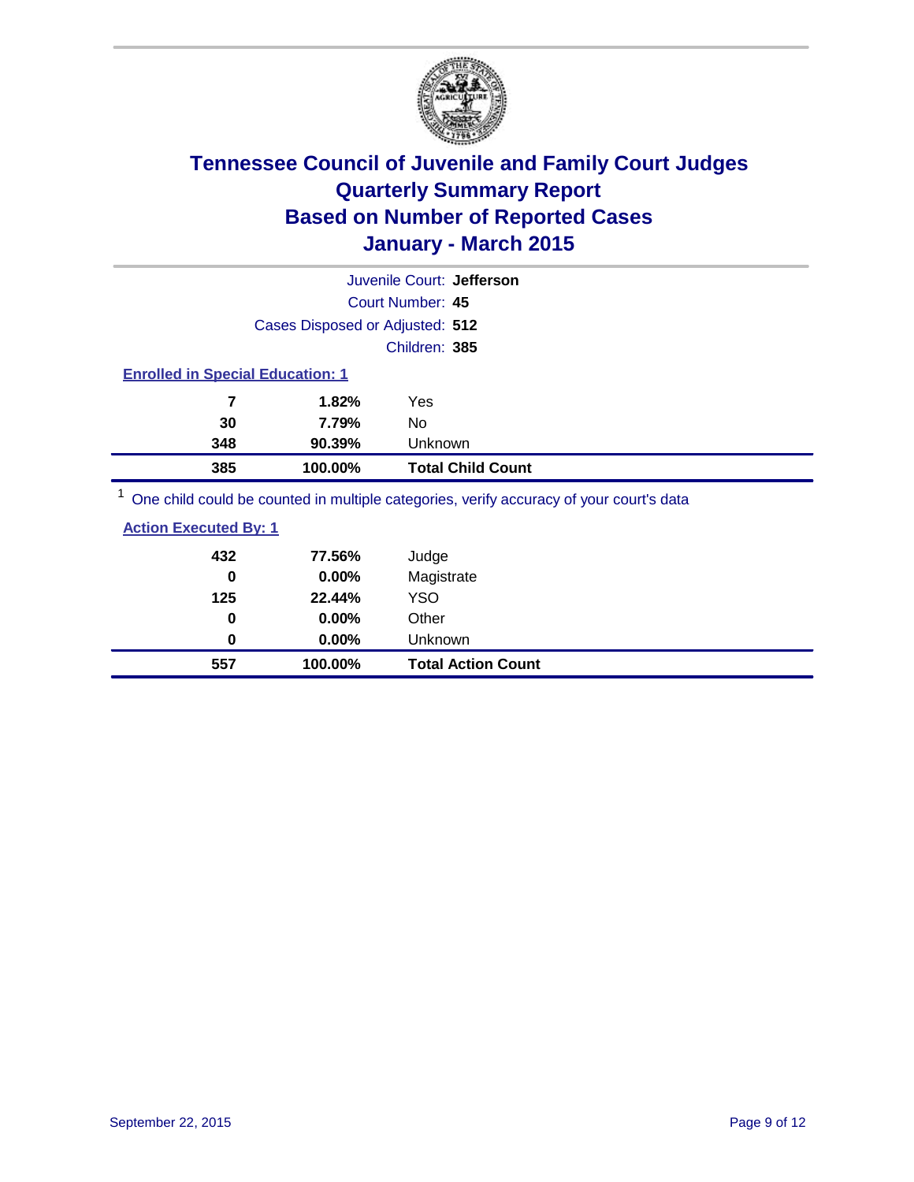# Tennessee Council of Juvenile and Family Court Judges
# Quarterly Summary Report
# Based on Number of Reported Cases
# January - March 2015

Juvenile Court: **Jefferson**

Court Number: **45**

Cases Disposed or Adjusted: **512**

Children: **385**

**Enrolled in Special Education: 1**

| Count | Percent | Category |
|---|---|---|
| 7 | 1.82% | Yes |
| 30 | 7.79% | No |
| 348 | 90.39% | Unknown |
| **385** | **100.00%** | **Total Child Count** |

[1] One child could be counted in multiple categories, verify accuracy of your court's data

**Action Executed By: 1**

| Count | Percent | Category |
|---|---|---|
| 432 | 77.56% | Judge |
| 0 | 0.00% | Magistrate |
| 125 | 22.44% | YSO |
| 0 | 0.00% | Other |
| 0 | 0.00% | Unknown |
| **557** | **100.00%** | **Total Action Count** |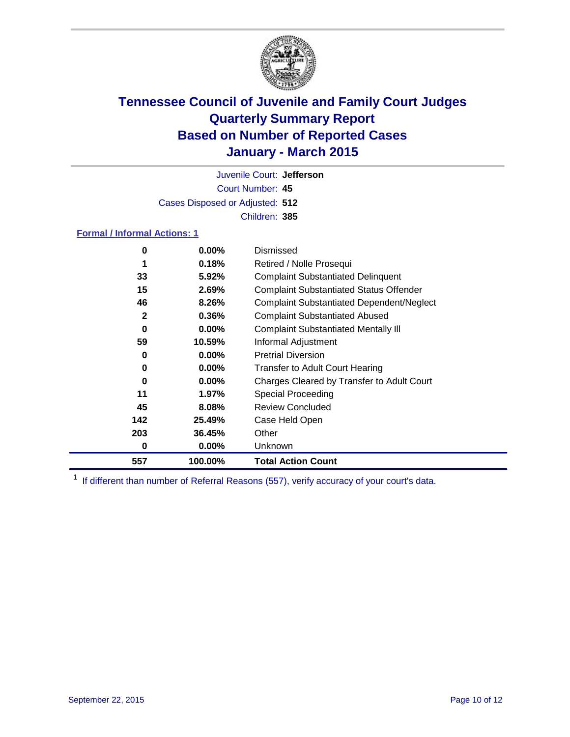# Tennessee Council of Juvenile and Family Court Judges
## Quarterly Summary Report
## Based on Number of Reported Cases
## January - March 2015

Juvenile Court: **Jefferson**
Court Number: **45**
Cases Disposed or Adjusted: **512**
Children: **385**

### Formal / Informal Actions: 1

| Count | Percent | Action |
|---|---|---|
| 0 | 0.00% | Dismissed |
| 1 | 0.18% | Retired / Nolle Prosequi |
| 33 | 5.92% | Complaint Substantiated Delinquent |
| 15 | 2.69% | Complaint Substantiated Status Offender |
| 46 | 8.26% | Complaint Substantiated Dependent/Neglect |
| 2 | 0.36% | Complaint Substantiated Abused |
| 0 | 0.00% | Complaint Substantiated Mentally Ill |
| 59 | 10.59% | Informal Adjustment |
| 0 | 0.00% | Pretrial Diversion |
| 0 | 0.00% | Transfer to Adult Court Hearing |
| 0 | 0.00% | Charges Cleared by Transfer to Adult Court |
| 11 | 1.97% | Special Proceeding |
| 45 | 8.08% | Review Concluded |
| 142 | 25.49% | Case Held Open |
| 203 | 36.45% | Other |
| 0 | 0.00% | Unknown |
| **557** | **100.00%** | **Total Action Count** |

[1] If different than number of Referral Reasons (557), verify accuracy of your court's data.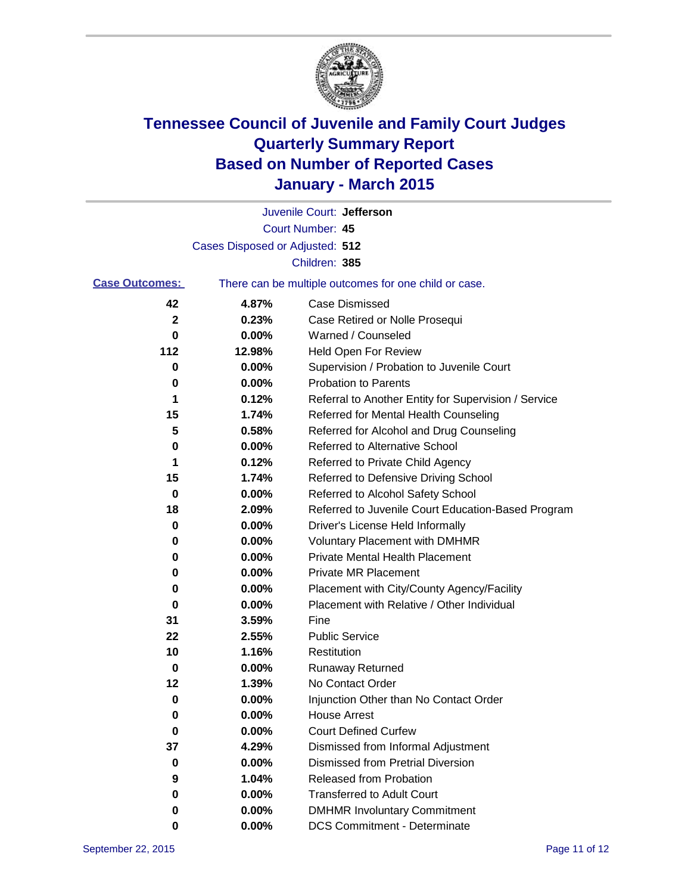# Tennessee Council of Juvenile and Family Court Judges
# Quarterly Summary Report
# Based on Number of Reported Cases
# January - March 2015

Juvenile Court: **Jefferson**

Court Number: **45**

Cases Disposed or Adjusted: **512**

Children: **385**

**Case Outcomes:** There can be multiple outcomes for one child or case.

| | | |
|---|---|---|
| **42** | **4.87%** | Case Dismissed |
| **2** | **0.23%** | Case Retired or Nolle Prosequi |
| **0** | **0.00%** | Warned / Counseled |
| **112** | **12.98%** | Held Open For Review |
| **0** | **0.00%** | Supervision / Probation to Juvenile Court |
| **0** | **0.00%** | Probation to Parents |
| **1** | **0.12%** | Referral to Another Entity for Supervision / Service |
| **15** | **1.74%** | Referred for Mental Health Counseling |
| **5** | **0.58%** | Referred for Alcohol and Drug Counseling |
| **0** | **0.00%** | Referred to Alternative School |
| **1** | **0.12%** | Referred to Private Child Agency |
| **15** | **1.74%** | Referred to Defensive Driving School |
| **0** | **0.00%** | Referred to Alcohol Safety School |
| **18** | **2.09%** | Referred to Juvenile Court Education-Based Program |
| **0** | **0.00%** | Driver's License Held Informally |
| **0** | **0.00%** | Voluntary Placement with DMHMR |
| **0** | **0.00%** | Private Mental Health Placement |
| **0** | **0.00%** | Private MR Placement |
| **0** | **0.00%** | Placement with City/County Agency/Facility |
| **0** | **0.00%** | Placement with Relative / Other Individual |
| **31** | **3.59%** | Fine |
| **22** | **2.55%** | Public Service |
| **10** | **1.16%** | Restitution |
| **0** | **0.00%** | Runaway Returned |
| **12** | **1.39%** | No Contact Order |
| **0** | **0.00%** | Injunction Other than No Contact Order |
| **0** | **0.00%** | House Arrest |
| **0** | **0.00%** | Court Defined Curfew |
| **37** | **4.29%** | Dismissed from Informal Adjustment |
| **0** | **0.00%** | Dismissed from Pretrial Diversion |
| **9** | **1.04%** | Released from Probation |
| **0** | **0.00%** | Transferred to Adult Court |
| **0** | **0.00%** | DMHMR Involuntary Commitment |
| **0** | **0.00%** | DCS Commitment - Determinate |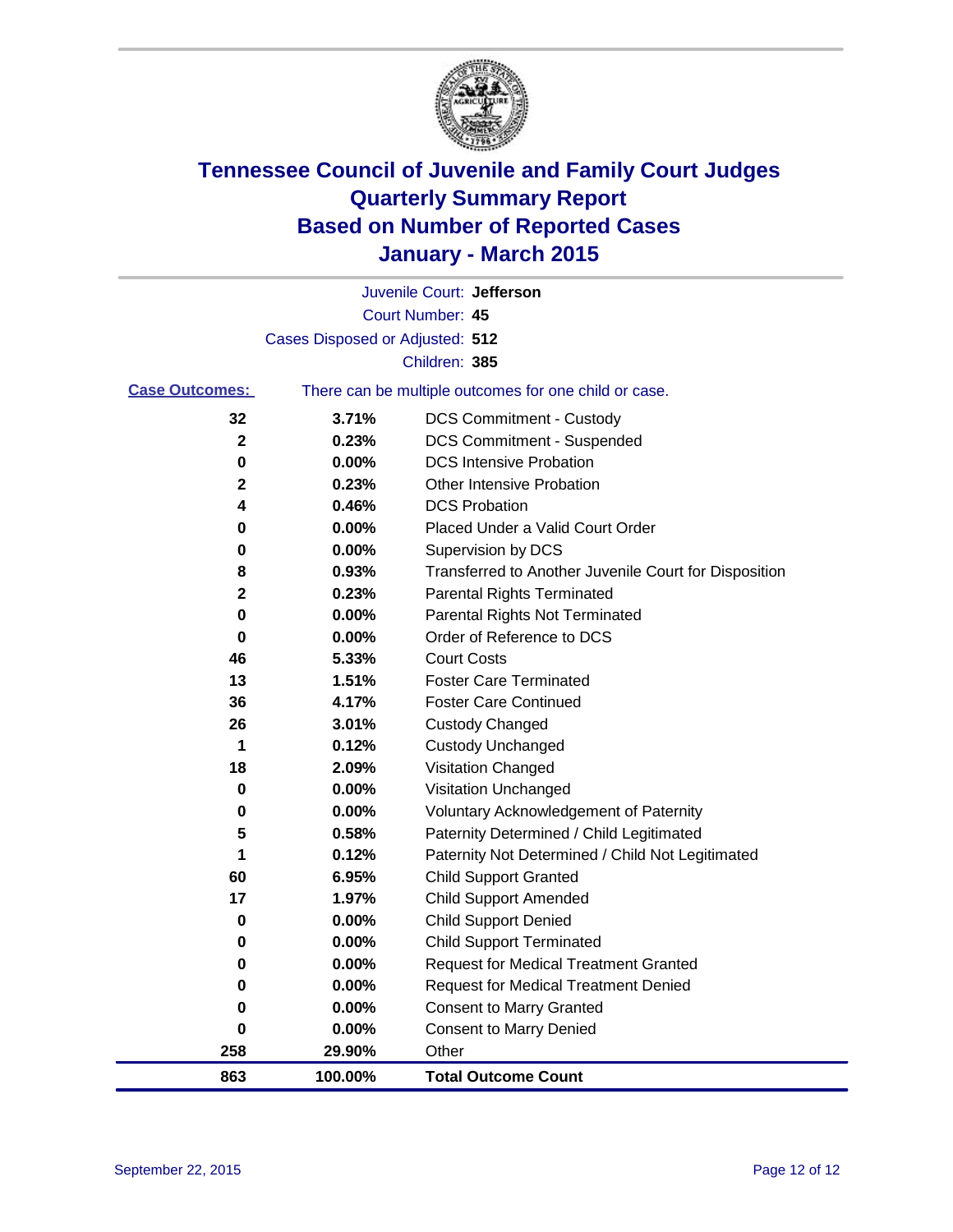# Tennessee Council of Juvenile and Family Court Judges
# Quarterly Summary Report
# Based on Number of Reported Cases
# January - March 2015

Juvenile Court: **Jefferson**

Court Number: **45**

Cases Disposed or Adjusted: **512**

Children: **385**

**Case Outcomes:** There can be multiple outcomes for one child or case.

| | | |
|---|---|---|
| 32 | 3.71% | DCS Commitment - Custody |
| 2 | 0.23% | DCS Commitment - Suspended |
| 0 | 0.00% | DCS Intensive Probation |
| 2 | 0.23% | Other Intensive Probation |
| 4 | 0.46% | DCS Probation |
| 0 | 0.00% | Placed Under a Valid Court Order |
| 0 | 0.00% | Supervision by DCS |
| 8 | 0.93% | Transferred to Another Juvenile Court for Disposition |
| 2 | 0.23% | Parental Rights Terminated |
| 0 | 0.00% | Parental Rights Not Terminated |
| 0 | 0.00% | Order of Reference to DCS |
| 46 | 5.33% | Court Costs |
| 13 | 1.51% | Foster Care Terminated |
| 36 | 4.17% | Foster Care Continued |
| 26 | 3.01% | Custody Changed |
| 1 | 0.12% | Custody Unchanged |
| 18 | 2.09% | Visitation Changed |
| 0 | 0.00% | Visitation Unchanged |
| 0 | 0.00% | Voluntary Acknowledgement of Paternity |
| 5 | 0.58% | Paternity Determined / Child Legitimated |
| 1 | 0.12% | Paternity Not Determined / Child Not Legitimated |
| 60 | 6.95% | Child Support Granted |
| 17 | 1.97% | Child Support Amended |
| 0 | 0.00% | Child Support Denied |
| 0 | 0.00% | Child Support Terminated |
| 0 | 0.00% | Request for Medical Treatment Granted |
| 0 | 0.00% | Request for Medical Treatment Denied |
| 0 | 0.00% | Consent to Marry Granted |
| 0 | 0.00% | Consent to Marry Denied |
| 258 | 29.90% | Other |
| **863** | **100.00%** | **Total Outcome Count** |